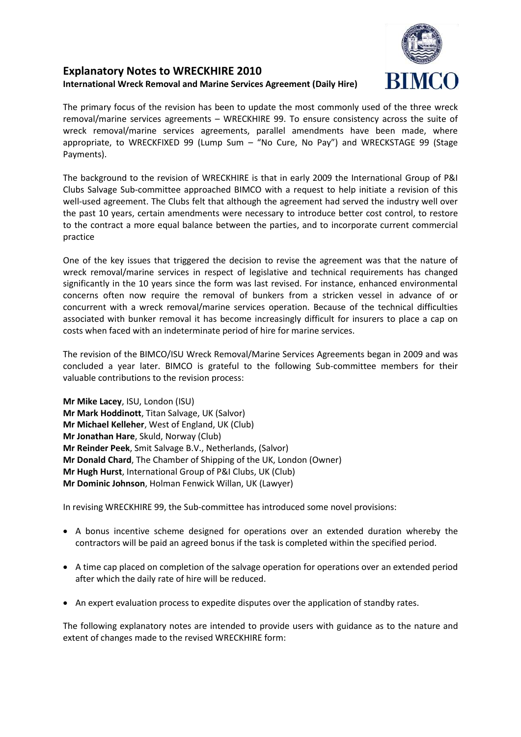# Explanatory Notes to WRECKHIRE 2010

**International Wreck Removal and Marine Services Agreement (Daily Hire)**

The primary focus of the revision has been to update the most commonly used of the three wreck removal/marine services agreements – WRECKHIRE 99. To ensure consistency across the suite of wreck removal/marine services agreements, parallel amendments have been made, where appropriate, to WRECKFIXED 99 (Lump Sum – "No Cure, No Pay") and WRECKSTAGE 99 (Stage Payments).

The background to the revision of WRECKHIRE is that in early 2009 the International Group of P&I Clubs Salvage Sub-committee approached BIMCO with a request to help initiate a revision of this well-used agreement. The Clubs felt that although the agreement had served the industry well over the past 10 years, certain amendments were necessary to introduce better cost control, to restore to the contract a more equal balance between the parties, and to incorporate current commercial practice

One of the key issues that triggered the decision to revise the agreement was that the nature of wreck removal/marine services in respect of legislative and technical requirements has changed significantly in the 10 years since the form was last revised. For instance, enhanced environmental concerns often now require the removal of bunkers from a stricken vessel in advance of or concurrent with a wreck removal/marine services operation. Because of the technical difficulties associated with bunker removal it has become increasingly difficult for insurers to place a cap on costs when faced with an indeterminate period of hire for marine services.

The revision of the BIMCO/ISU Wreck Removal/Marine Services Agreements began in 2009 and was concluded a year later. BIMCO is grateful to the following Sub-committee members for their valuable contributions to the revision process:

**Mr Mike Lacey**, ISU, London (ISU)
**Mr Mark Hoddinott**, Titan Salvage, UK (Salvor)
**Mr Michael Kelleher**, West of England, UK (Club)
**Mr Jonathan Hare**, Skuld, Norway (Club)
**Mr Reinder Peek**, Smit Salvage B.V., Netherlands, (Salvor)
**Mr Donald Chard**, The Chamber of Shipping of the UK, London (Owner)
**Mr Hugh Hurst**, International Group of P&I Clubs, UK (Club)
**Mr Dominic Johnson**, Holman Fenwick Willan, UK (Lawyer)

In revising WRECKHIRE 99, the Sub-committee has introduced some novel provisions:

- A bonus incentive scheme designed for operations over an extended duration whereby the contractors will be paid an agreed bonus if the task is completed within the specified period.
- A time cap placed on completion of the salvage operation for operations over an extended period after which the daily rate of hire will be reduced.
- An expert evaluation process to expedite disputes over the application of standby rates.

The following explanatory notes are intended to provide users with guidance as to the nature and extent of changes made to the revised WRECKHIRE form: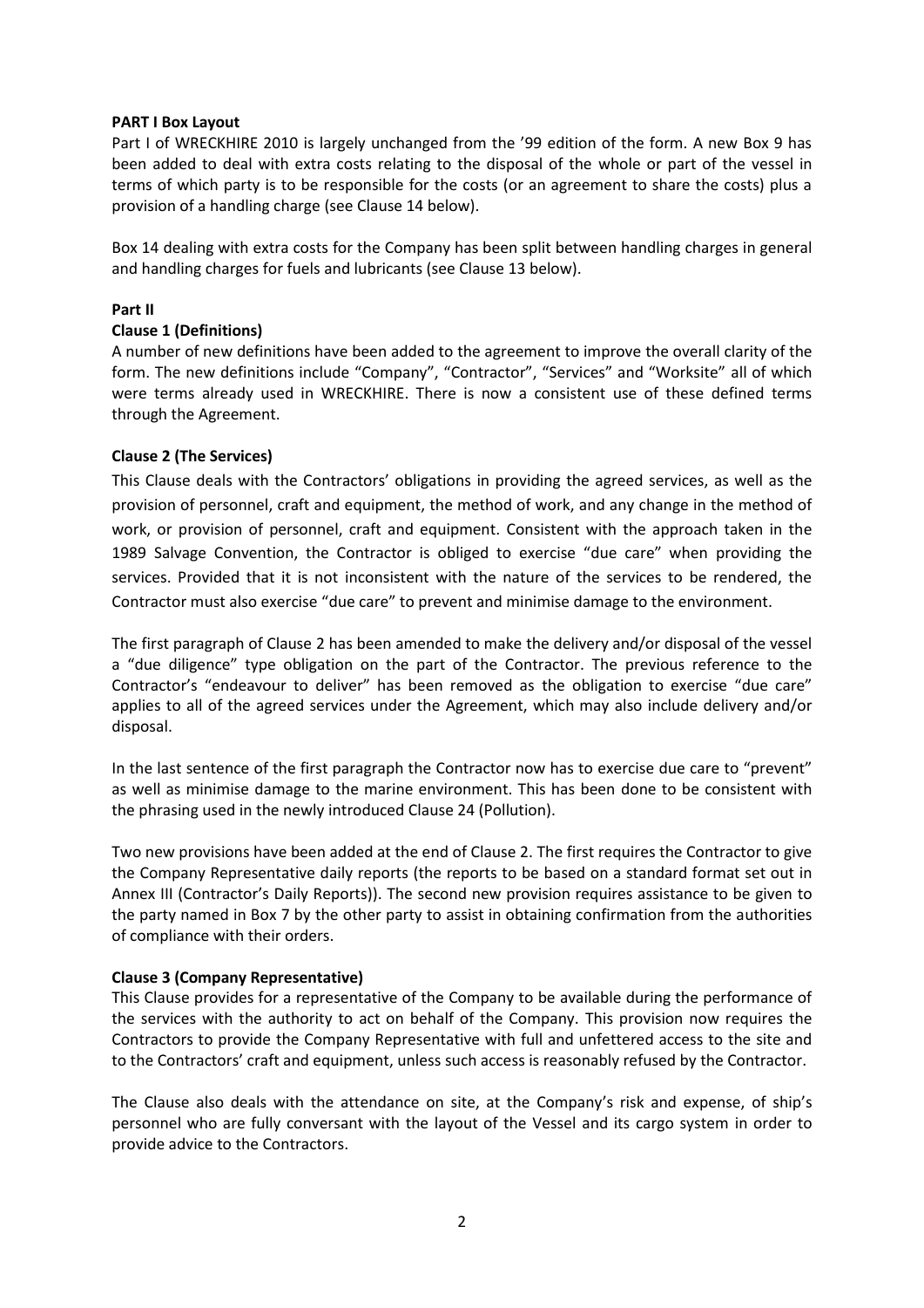**PART I Box Layout**

Part I of WRECKHIRE 2010 is largely unchanged from the '99 edition of the form. A new Box 9 has been added to deal with extra costs relating to the disposal of the whole or part of the vessel in terms of which party is to be responsible for the costs (or an agreement to share the costs) plus a provision of a handling charge (see Clause 14 below).

Box 14 dealing with extra costs for the Company has been split between handling charges in general and handling charges for fuels and lubricants (see Clause 13 below).

**Part II**

**Clause 1 (Definitions)**

A number of new definitions have been added to the agreement to improve the overall clarity of the form. The new definitions include "Company", "Contractor", "Services" and "Worksite" all of which were terms already used in WRECKHIRE. There is now a consistent use of these defined terms through the Agreement.

**Clause 2 (The Services)**

This Clause deals with the Contractors' obligations in providing the agreed services, as well as the provision of personnel, craft and equipment, the method of work, and any change in the method of work, or provision of personnel, craft and equipment. Consistent with the approach taken in the 1989 Salvage Convention, the Contractor is obliged to exercise "due care" when providing the services. Provided that it is not inconsistent with the nature of the services to be rendered, the Contractor must also exercise "due care" to prevent and minimise damage to the environment.

The first paragraph of Clause 2 has been amended to make the delivery and/or disposal of the vessel a "due diligence" type obligation on the part of the Contractor. The previous reference to the Contractor's "endeavour to deliver" has been removed as the obligation to exercise "due care" applies to all of the agreed services under the Agreement, which may also include delivery and/or disposal.

In the last sentence of the first paragraph the Contractor now has to exercise due care to "prevent" as well as minimise damage to the marine environment. This has been done to be consistent with the phrasing used in the newly introduced Clause 24 (Pollution).

Two new provisions have been added at the end of Clause 2. The first requires the Contractor to give the Company Representative daily reports (the reports to be based on a standard format set out in Annex III (Contractor's Daily Reports)). The second new provision requires assistance to be given to the party named in Box 7 by the other party to assist in obtaining confirmation from the authorities of compliance with their orders.

**Clause 3 (Company Representative)**

This Clause provides for a representative of the Company to be available during the performance of the services with the authority to act on behalf of the Company. This provision now requires the Contractors to provide the Company Representative with full and unfettered access to the site and to the Contractors' craft and equipment, unless such access is reasonably refused by the Contractor.

The Clause also deals with the attendance on site, at the Company's risk and expense, of ship's personnel who are fully conversant with the layout of the Vessel and its cargo system in order to provide advice to the Contractors.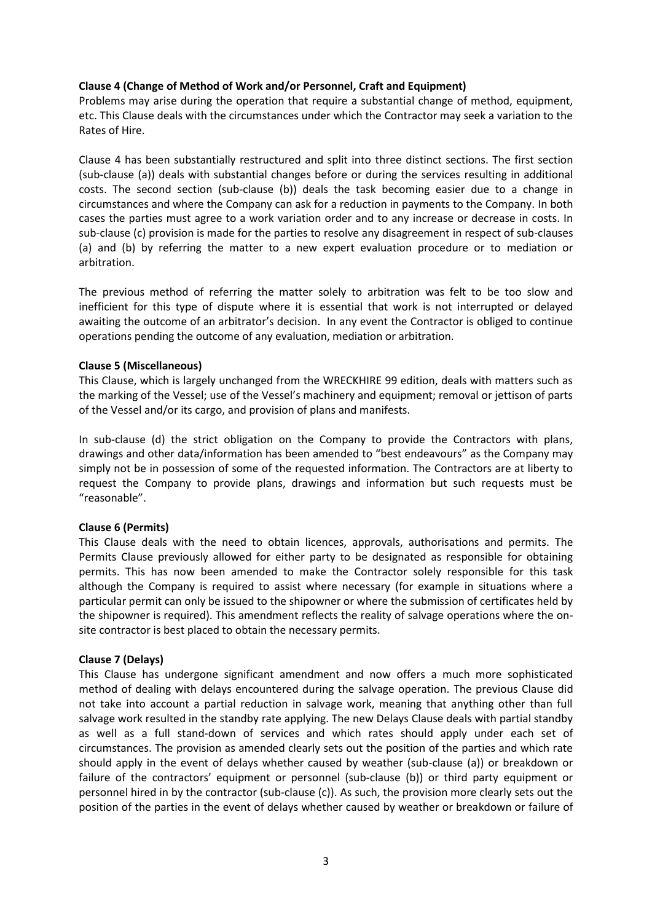**Clause 4 (Change of Method of Work and/or Personnel, Craft and Equipment)**
Problems may arise during the operation that require a substantial change of method, equipment, etc. This Clause deals with the circumstances under which the Contractor may seek a variation to the Rates of Hire.

Clause 4 has been substantially restructured and split into three distinct sections. The first section (sub-clause (a)) deals with substantial changes before or during the services resulting in additional costs. The second section (sub-clause (b)) deals the task becoming easier due to a change in circumstances and where the Company can ask for a reduction in payments to the Company. In both cases the parties must agree to a work variation order and to any increase or decrease in costs. In sub-clause (c) provision is made for the parties to resolve any disagreement in respect of sub-clauses (a) and (b) by referring the matter to a new expert evaluation procedure or to mediation or arbitration.

The previous method of referring the matter solely to arbitration was felt to be too slow and inefficient for this type of dispute where it is essential that work is not interrupted or delayed awaiting the outcome of an arbitrator's decision. In any event the Contractor is obliged to continue operations pending the outcome of any evaluation, mediation or arbitration.

**Clause 5 (Miscellaneous)**
This Clause, which is largely unchanged from the WRECKHIRE 99 edition, deals with matters such as the marking of the Vessel; use of the Vessel's machinery and equipment; removal or jettison of parts of the Vessel and/or its cargo, and provision of plans and manifests.

In sub-clause (d) the strict obligation on the Company to provide the Contractors with plans, drawings and other data/information has been amended to "best endeavours" as the Company may simply not be in possession of some of the requested information. The Contractors are at liberty to request the Company to provide plans, drawings and information but such requests must be "reasonable".

**Clause 6 (Permits)**
This Clause deals with the need to obtain licences, approvals, authorisations and permits. The Permits Clause previously allowed for either party to be designated as responsible for obtaining permits. This has now been amended to make the Contractor solely responsible for this task although the Company is required to assist where necessary (for example in situations where a particular permit can only be issued to the shipowner or where the submission of certificates held by the shipowner is required). This amendment reflects the reality of salvage operations where the on-site contractor is best placed to obtain the necessary permits.

**Clause 7 (Delays)**
This Clause has undergone significant amendment and now offers a much more sophisticated method of dealing with delays encountered during the salvage operation. The previous Clause did not take into account a partial reduction in salvage work, meaning that anything other than full salvage work resulted in the standby rate applying. The new Delays Clause deals with partial standby as well as a full stand-down of services and which rates should apply under each set of circumstances. The provision as amended clearly sets out the position of the parties and which rate should apply in the event of delays whether caused by weather (sub-clause (a)) or breakdown or failure of the contractors' equipment or personnel (sub-clause (b)) or third party equipment or personnel hired in by the contractor (sub-clause (c)). As such, the provision more clearly sets out the position of the parties in the event of delays whether caused by weather or breakdown or failure of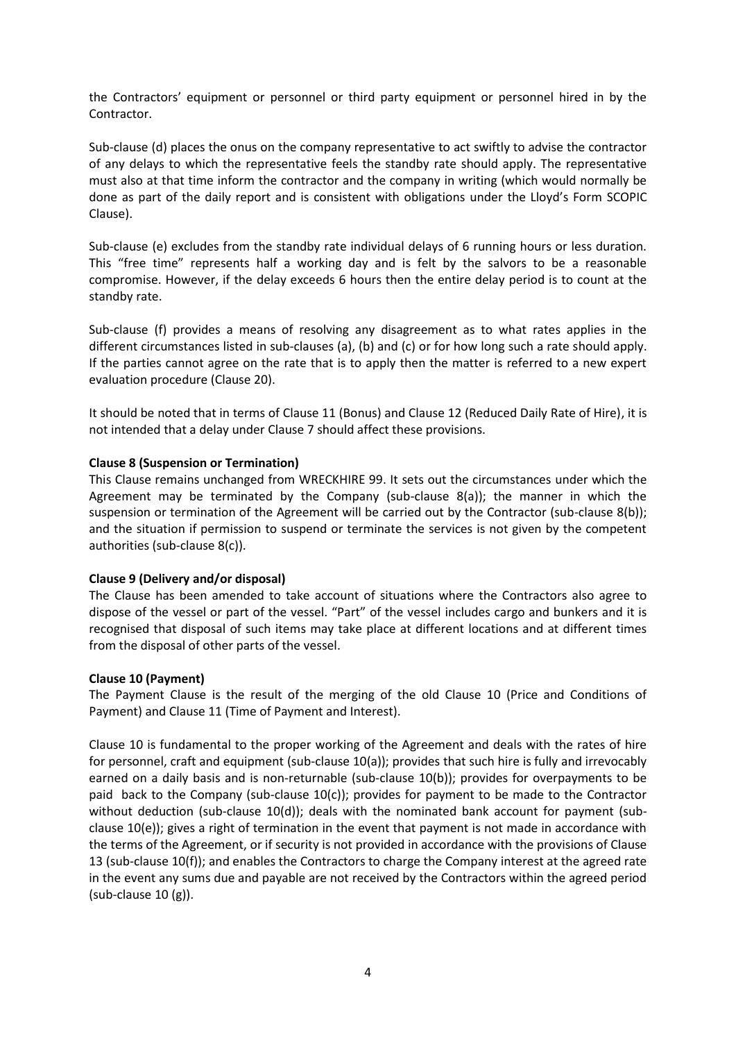the Contractors' equipment or personnel or third party equipment or personnel hired in by the Contractor.

Sub-clause (d) places the onus on the company representative to act swiftly to advise the contractor of any delays to which the representative feels the standby rate should apply. The representative must also at that time inform the contractor and the company in writing (which would normally be done as part of the daily report and is consistent with obligations under the Lloyd's Form SCOPIC Clause).

Sub-clause (e) excludes from the standby rate individual delays of 6 running hours or less duration. This "free time" represents half a working day and is felt by the salvors to be a reasonable compromise. However, if the delay exceeds 6 hours then the entire delay period is to count at the standby rate.

Sub-clause (f) provides a means of resolving any disagreement as to what rates applies in the different circumstances listed in sub-clauses (a), (b) and (c) or for how long such a rate should apply. If the parties cannot agree on the rate that is to apply then the matter is referred to a new expert evaluation procedure (Clause 20).

It should be noted that in terms of Clause 11 (Bonus) and Clause 12 (Reduced Daily Rate of Hire), it is not intended that a delay under Clause 7 should affect these provisions.

**Clause 8 (Suspension or Termination)**
This Clause remains unchanged from WRECKHIRE 99. It sets out the circumstances under which the Agreement may be terminated by the Company (sub-clause 8(a)); the manner in which the suspension or termination of the Agreement will be carried out by the Contractor (sub-clause 8(b)); and the situation if permission to suspend or terminate the services is not given by the competent authorities (sub-clause 8(c)).

**Clause 9 (Delivery and/or disposal)**
The Clause has been amended to take account of situations where the Contractors also agree to dispose of the vessel or part of the vessel. "Part" of the vessel includes cargo and bunkers and it is recognised that disposal of such items may take place at different locations and at different times from the disposal of other parts of the vessel.

**Clause 10 (Payment)**
The Payment Clause is the result of the merging of the old Clause 10 (Price and Conditions of Payment) and Clause 11 (Time of Payment and Interest).

Clause 10 is fundamental to the proper working of the Agreement and deals with the rates of hire for personnel, craft and equipment (sub-clause 10(a)); provides that such hire is fully and irrevocably earned on a daily basis and is non-returnable (sub-clause 10(b)); provides for overpayments to be paid back to the Company (sub-clause 10(c)); provides for payment to be made to the Contractor without deduction (sub-clause 10(d)); deals with the nominated bank account for payment (sub-clause 10(e)); gives a right of termination in the event that payment is not made in accordance with the terms of the Agreement, or if security is not provided in accordance with the provisions of Clause 13 (sub-clause 10(f)); and enables the Contractors to charge the Company interest at the agreed rate in the event any sums due and payable are not received by the Contractors within the agreed period (sub-clause 10 (g)).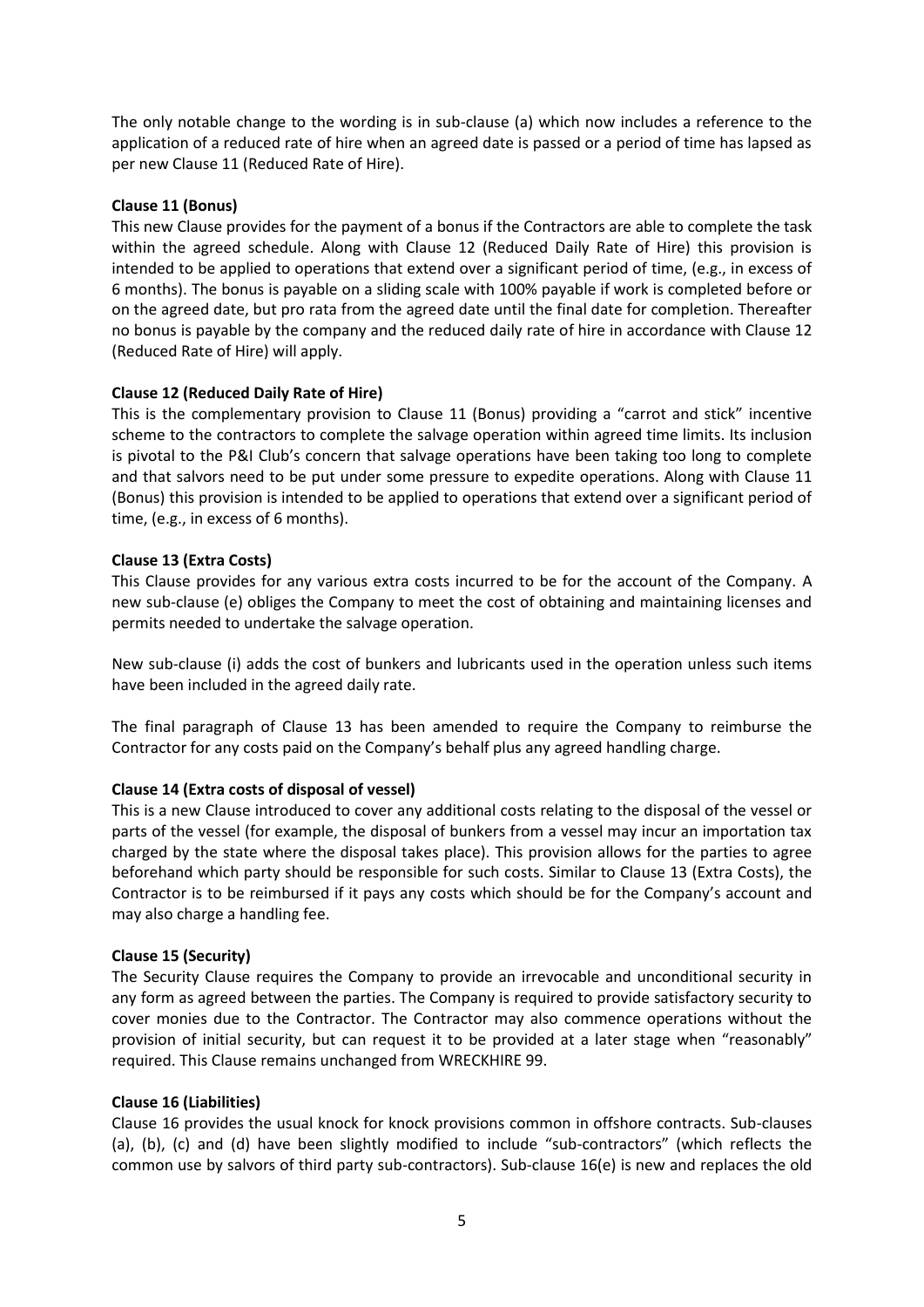The only notable change to the wording is in sub-clause (a) which now includes a reference to the application of a reduced rate of hire when an agreed date is passed or a period of time has lapsed as per new Clause 11 (Reduced Rate of Hire).

**Clause 11 (Bonus)**

This new Clause provides for the payment of a bonus if the Contractors are able to complete the task within the agreed schedule. Along with Clause 12 (Reduced Daily Rate of Hire) this provision is intended to be applied to operations that extend over a significant period of time, (e.g., in excess of 6 months). The bonus is payable on a sliding scale with 100% payable if work is completed before or on the agreed date, but pro rata from the agreed date until the final date for completion. Thereafter no bonus is payable by the company and the reduced daily rate of hire in accordance with Clause 12 (Reduced Rate of Hire) will apply.

**Clause 12 (Reduced Daily Rate of Hire)**

This is the complementary provision to Clause 11 (Bonus) providing a "carrot and stick" incentive scheme to the contractors to complete the salvage operation within agreed time limits. Its inclusion is pivotal to the P&I Club's concern that salvage operations have been taking too long to complete and that salvors need to be put under some pressure to expedite operations. Along with Clause 11 (Bonus) this provision is intended to be applied to operations that extend over a significant period of time, (e.g., in excess of 6 months).

**Clause 13 (Extra Costs)**

This Clause provides for any various extra costs incurred to be for the account of the Company. A new sub-clause (e) obliges the Company to meet the cost of obtaining and maintaining licenses and permits needed to undertake the salvage operation.

New sub-clause (i) adds the cost of bunkers and lubricants used in the operation unless such items have been included in the agreed daily rate.

The final paragraph of Clause 13 has been amended to require the Company to reimburse the Contractor for any costs paid on the Company's behalf plus any agreed handling charge.

**Clause 14 (Extra costs of disposal of vessel)**

This is a new Clause introduced to cover any additional costs relating to the disposal of the vessel or parts of the vessel (for example, the disposal of bunkers from a vessel may incur an importation tax charged by the state where the disposal takes place). This provision allows for the parties to agree beforehand which party should be responsible for such costs. Similar to Clause 13 (Extra Costs), the Contractor is to be reimbursed if it pays any costs which should be for the Company's account and may also charge a handling fee.

**Clause 15 (Security)**

The Security Clause requires the Company to provide an irrevocable and unconditional security in any form as agreed between the parties. The Company is required to provide satisfactory security to cover monies due to the Contractor. The Contractor may also commence operations without the provision of initial security, but can request it to be provided at a later stage when "reasonably" required. This Clause remains unchanged from WRECKHIRE 99.

**Clause 16 (Liabilities)**

Clause 16 provides the usual knock for knock provisions common in offshore contracts. Sub-clauses (a), (b), (c) and (d) have been slightly modified to include "sub-contractors" (which reflects the common use by salvors of third party sub-contractors). Sub-clause 16(e) is new and replaces the old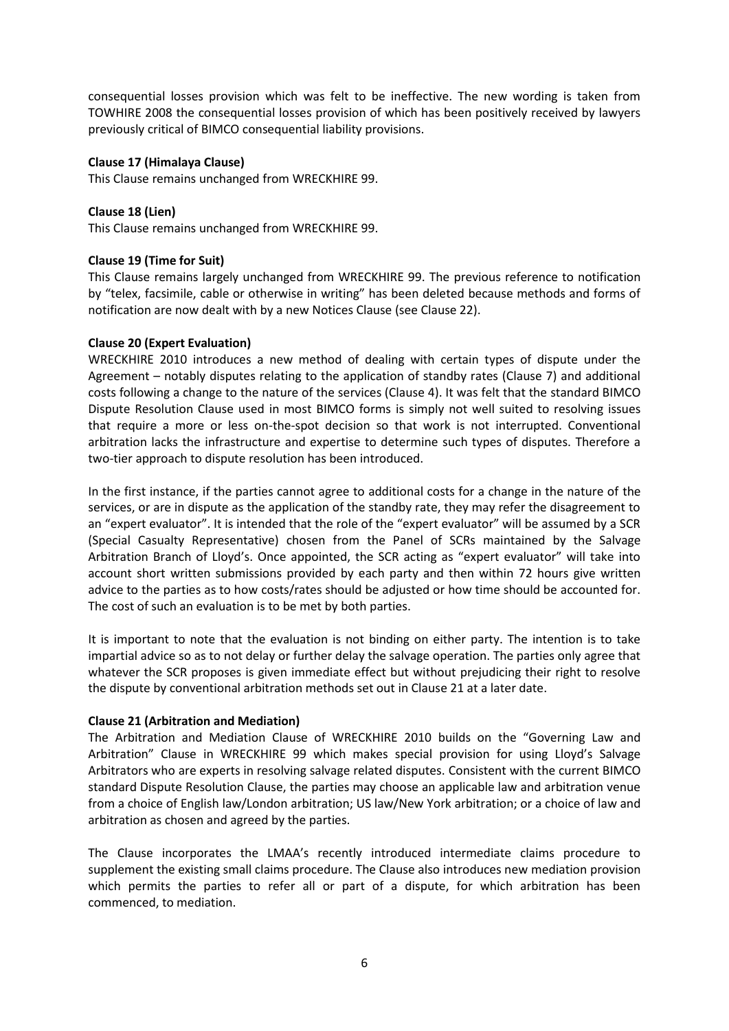consequential losses provision which was felt to be ineffective. The new wording is taken from TOWHIRE 2008 the consequential losses provision of which has been positively received by lawyers previously critical of BIMCO consequential liability provisions.

**Clause 17 (Himalaya Clause)**

This Clause remains unchanged from WRECKHIRE 99.

**Clause 18 (Lien)**

This Clause remains unchanged from WRECKHIRE 99.

**Clause 19 (Time for Suit)**

This Clause remains largely unchanged from WRECKHIRE 99. The previous reference to notification by "telex, facsimile, cable or otherwise in writing" has been deleted because methods and forms of notification are now dealt with by a new Notices Clause (see Clause 22).

**Clause 20 (Expert Evaluation)**

WRECKHIRE 2010 introduces a new method of dealing with certain types of dispute under the Agreement – notably disputes relating to the application of standby rates (Clause 7) and additional costs following a change to the nature of the services (Clause 4). It was felt that the standard BIMCO Dispute Resolution Clause used in most BIMCO forms is simply not well suited to resolving issues that require a more or less on-the-spot decision so that work is not interrupted. Conventional arbitration lacks the infrastructure and expertise to determine such types of disputes. Therefore a two-tier approach to dispute resolution has been introduced.

In the first instance, if the parties cannot agree to additional costs for a change in the nature of the services, or are in dispute as the application of the standby rate, they may refer the disagreement to an "expert evaluator". It is intended that the role of the "expert evaluator" will be assumed by a SCR (Special Casualty Representative) chosen from the Panel of SCRs maintained by the Salvage Arbitration Branch of Lloyd's. Once appointed, the SCR acting as "expert evaluator" will take into account short written submissions provided by each party and then within 72 hours give written advice to the parties as to how costs/rates should be adjusted or how time should be accounted for. The cost of such an evaluation is to be met by both parties.

It is important to note that the evaluation is not binding on either party. The intention is to take impartial advice so as to not delay or further delay the salvage operation. The parties only agree that whatever the SCR proposes is given immediate effect but without prejudicing their right to resolve the dispute by conventional arbitration methods set out in Clause 21 at a later date.

**Clause 21 (Arbitration and Mediation)**

The Arbitration and Mediation Clause of WRECKHIRE 2010 builds on the "Governing Law and Arbitration" Clause in WRECKHIRE 99 which makes special provision for using Lloyd's Salvage Arbitrators who are experts in resolving salvage related disputes. Consistent with the current BIMCO standard Dispute Resolution Clause, the parties may choose an applicable law and arbitration venue from a choice of English law/London arbitration; US law/New York arbitration; or a choice of law and arbitration as chosen and agreed by the parties.

The Clause incorporates the LMAA's recently introduced intermediate claims procedure to supplement the existing small claims procedure. The Clause also introduces new mediation provision which permits the parties to refer all or part of a dispute, for which arbitration has been commenced, to mediation.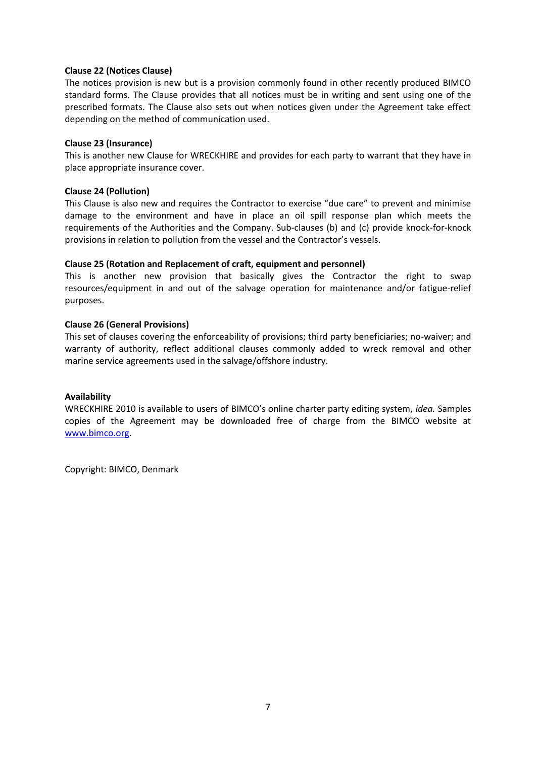**Clause 22 (Notices Clause)**
The notices provision is new but is a provision commonly found in other recently produced BIMCO standard forms. The Clause provides that all notices must be in writing and sent using one of the prescribed formats. The Clause also sets out when notices given under the Agreement take effect depending on the method of communication used.

**Clause 23 (Insurance)**
This is another new Clause for WRECKHIRE and provides for each party to warrant that they have in place appropriate insurance cover.

**Clause 24 (Pollution)**
This Clause is also new and requires the Contractor to exercise "due care" to prevent and minimise damage to the environment and have in place an oil spill response plan which meets the requirements of the Authorities and the Company. Sub-clauses (b) and (c) provide knock-for-knock provisions in relation to pollution from the vessel and the Contractor's vessels.

**Clause 25 (Rotation and Replacement of craft, equipment and personnel)**
This is another new provision that basically gives the Contractor the right to swap resources/equipment in and out of the salvage operation for maintenance and/or fatigue-relief purposes.

**Clause 26 (General Provisions)**
This set of clauses covering the enforceability of provisions; third party beneficiaries; no-waiver; and warranty of authority, reflect additional clauses commonly added to wreck removal and other marine service agreements used in the salvage/offshore industry.

**Availability**
WRECKHIRE 2010 is available to users of BIMCO's online charter party editing system, *idea.* Samples copies of the Agreement may be downloaded free of charge from the BIMCO website at www.bimco.org.

Copyright: BIMCO, Denmark